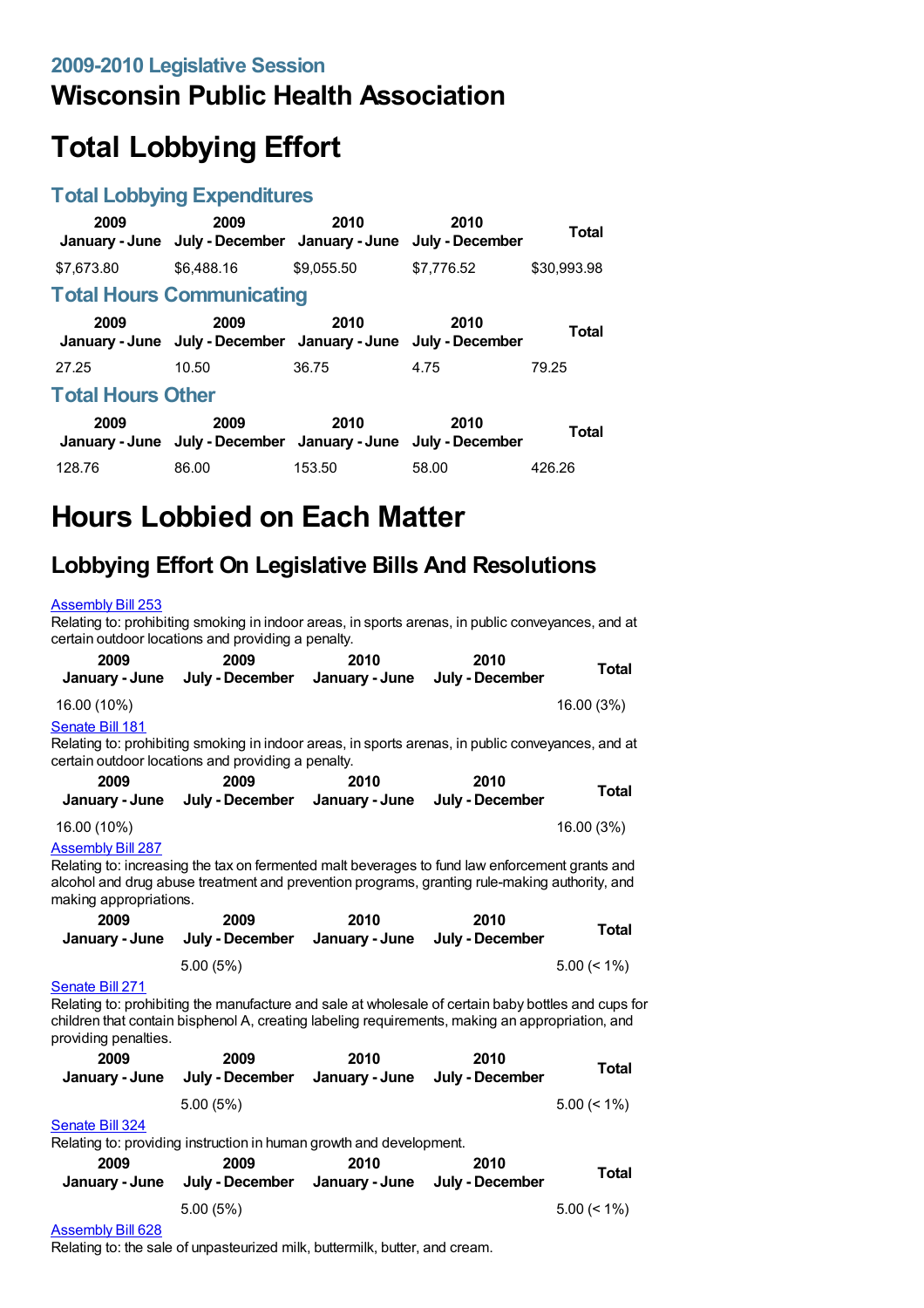## 2009-2010 Legislative Session

# Wisconsin Public Health Association

# Total Lobbying Effort

## Total Lobbying Expenditures

| 2009 January - June | 2009 July - December | 2010 January - June | 2010 July - December | Total |
|---|---|---|---|---|
| $7,673.80 | $6,488.16 | $9,055.50 | $7,776.52 | $30,993.98 |

## Total Hours Communicating

| 2009 January - June | 2009 July - December | 2010 January - June | 2010 July - December | Total |
|---|---|---|---|---|
| 27.25 | 10.50 | 36.75 | 4.75 | 79.25 |

## Total Hours Other

| 2009 January - June | 2009 July - December | 2010 January - June | 2010 July - December | Total |
|---|---|---|---|---|
| 128.76 | 86.00 | 153.50 | 58.00 | 426.26 |

# Hours Lobbied on Each Matter

## Lobbying Effort On Legislative Bills And Resolutions

Assembly Bill 253

Relating to: prohibiting smoking in indoor areas, in sports arenas, in public conveyances, and at certain outdoor locations and providing a penalty.

| 2009 January - June | 2009 July - December | 2010 January - June | 2010 July - December | Total |
|---|---|---|---|---|
| 16.00 (10%) | | | | 16.00 (3%) |

Senate Bill 181

Relating to: prohibiting smoking in indoor areas, in sports arenas, in public conveyances, and at certain outdoor locations and providing a penalty.

| 2009 January - June | 2009 July - December | 2010 January - June | 2010 July - December | Total |
|---|---|---|---|---|
| 16.00 (10%) | | | | 16.00 (3%) |

Assembly Bill 287

Relating to: increasing the tax on fermented malt beverages to fund law enforcement grants and alcohol and drug abuse treatment and prevention programs, granting rule-making authority, and making appropriations.

| 2009 January - June | 2009 July - December | 2010 January - June | 2010 July - December | Total |
|---|---|---|---|---|
| | 5.00 (5%) | | | 5.00 (< 1%) |

Senate Bill 271

Relating to: prohibiting the manufacture and sale at wholesale of certain baby bottles and cups for children that contain bisphenol A, creating labeling requirements, making an appropriation, and providing penalties.

| 2009 January - June | 2009 July - December | 2010 January - June | 2010 July - December | Total |
|---|---|---|---|---|
| | 5.00 (5%) | | | 5.00 (< 1%) |

Senate Bill 324

Relating to: providing instruction in human growth and development.

| 2009 January - June | 2009 July - December | 2010 January - June | 2010 July - December | Total |
|---|---|---|---|---|
| | 5.00 (5%) | | | 5.00 (< 1%) |

Assembly Bill 628

Relating to: the sale of unpasteurized milk, buttermilk, butter, and cream.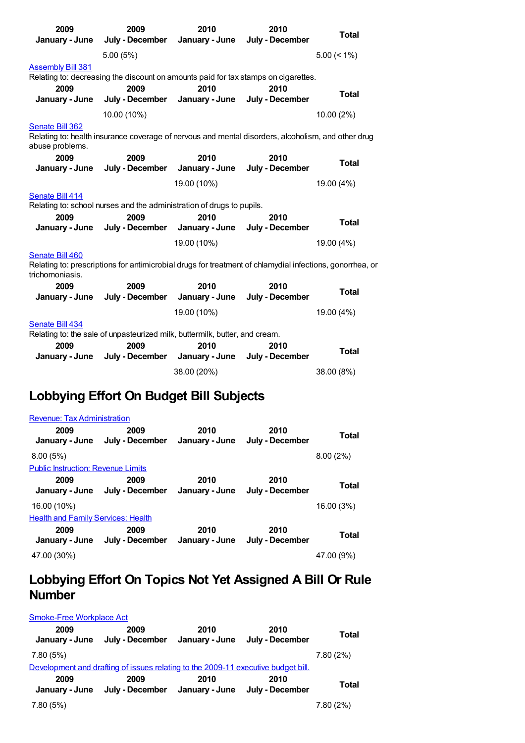| 2009 January - June | 2009 July - December | 2010 January - June | 2010 July - December | Total |
| --- | --- | --- | --- | --- |
| | 5.00 (5%) | | | 5.00 (< 1%) |

[Assembly Bill 381](#)

Relating to: decreasing the discount on amounts paid for tax stamps on cigarettes.

| 2009 January - June | 2009 July - December | 2010 January - June | 2010 July - December | Total |
| --- | --- | --- | --- | --- |
| | 10.00 (10%) | | | 10.00 (2%) |

[Senate Bill 362](#)

Relating to: health insurance coverage of nervous and mental disorders, alcoholism, and other drug abuse problems.

| 2009 January - June | 2009 July - December | 2010 January - June | 2010 July - December | Total |
| --- | --- | --- | --- | --- |
| | | 19.00 (10%) | | 19.00 (4%) |

[Senate Bill 414](#)

Relating to: school nurses and the administration of drugs to pupils.

| 2009 January - June | 2009 July - December | 2010 January - June | 2010 July - December | Total |
| --- | --- | --- | --- | --- |
| | | 19.00 (10%) | | 19.00 (4%) |

[Senate Bill 460](#)

Relating to: prescriptions for antimicrobial drugs for treatment of chlamydial infections, gonorrhea, or trichomoniasis.

| 2009 January - June | 2009 July - December | 2010 January - June | 2010 July - December | Total |
| --- | --- | --- | --- | --- |
| | | 19.00 (10%) | | 19.00 (4%) |

[Senate Bill 434](#)

Relating to: the sale of unpasteurized milk, buttermilk, butter, and cream.

| 2009 January - June | 2009 July - December | 2010 January - June | 2010 July - December | Total |
| --- | --- | --- | --- | --- |
| | | 38.00 (20%) | | 38.00 (8%) |

## Lobbying Effort On Budget Bill Subjects

[Revenue: Tax Administration](#)

| 2009 January - June | 2009 July - December | 2010 January - June | 2010 July - December | Total |
| --- | --- | --- | --- | --- |
| 8.00 (5%) | | | | 8.00 (2%) |

[Public Instruction: Revenue Limits](#)

| 2009 January - June | 2009 July - December | 2010 January - June | 2010 July - December | Total |
| --- | --- | --- | --- | --- |
| 16.00 (10%) | | | | 16.00 (3%) |

[Health and Family Services: Health](#)

| 2009 January - June | 2009 July - December | 2010 January - June | 2010 July - December | Total |
| --- | --- | --- | --- | --- |
| 47.00 (30%) | | | | 47.00 (9%) |

## Lobbying Effort On Topics Not Yet Assigned A Bill Or Rule Number

[Smoke-Free Workplace Act](#)

| 2009 January - June | 2009 July - December | 2010 January - June | 2010 July - December | Total |
| --- | --- | --- | --- | --- |
| 7.80 (5%) | | | | 7.80 (2%) |

[Development and drafting of issues relating to the 2009-11 executive budget bill.](#)

| 2009 January - June | 2009 July - December | 2010 January - June | 2010 July - December | Total |
| --- | --- | --- | --- | --- |
| 7.80 (5%) | | | | 7.80 (2%) |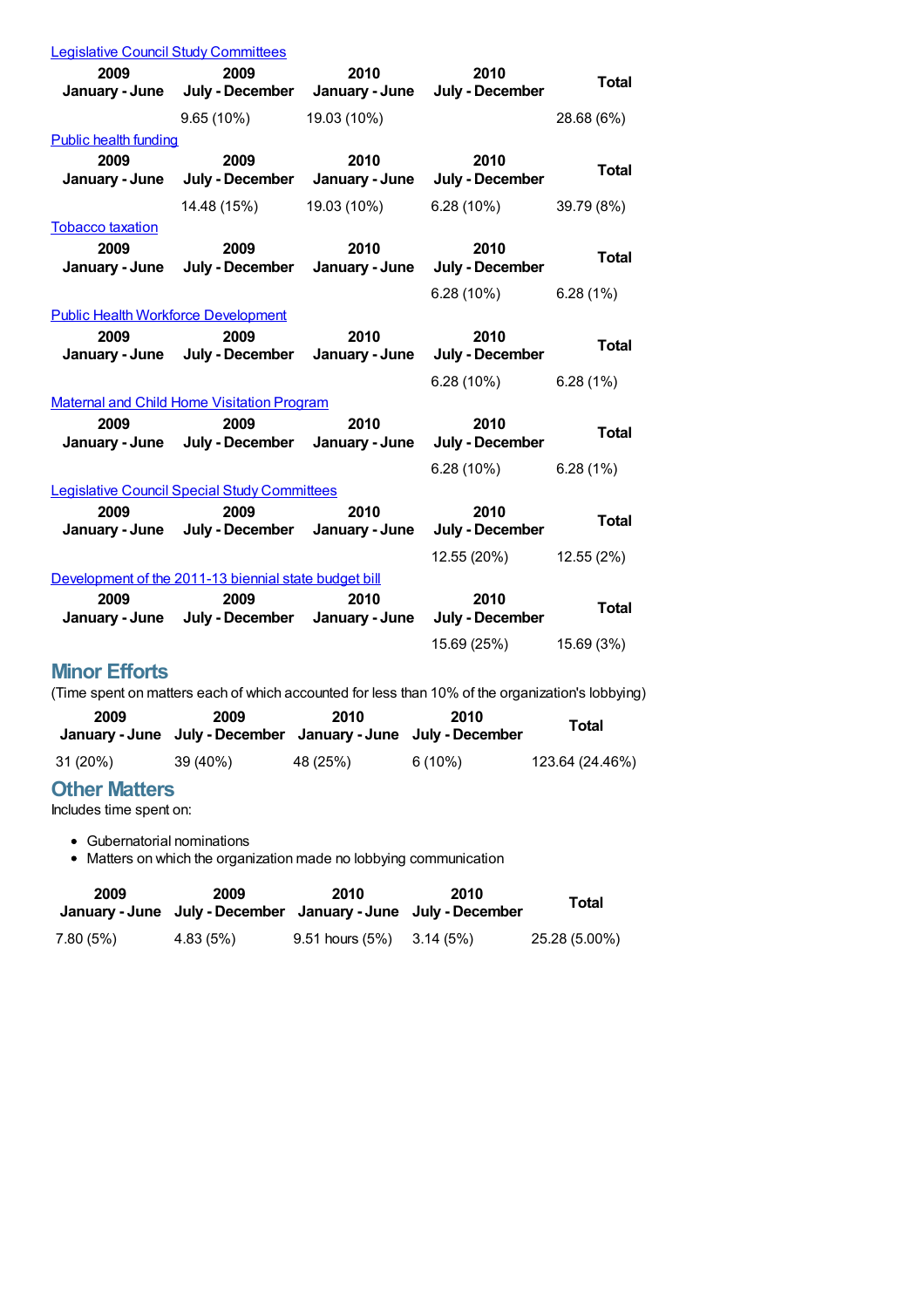Legislative Council Study Committees

| 2009 January - June | 2009 July - December | 2010 January - June | 2010 July - December | Total |
|---|---|---|---|---|
| | 9.65 (10%) | 19.03 (10%) | | 28.68 (6%) |

Public health funding

| 2009 January - June | 2009 July - December | 2010 January - June | 2010 July - December | Total |
|---|---|---|---|---|
| | 14.48 (15%) | 19.03 (10%) | 6.28 (10%) | 39.79 (8%) |

Tobacco taxation

| 2009 January - June | 2009 July - December | 2010 January - June | 2010 July - December | Total |
|---|---|---|---|---|
| | | | 6.28 (10%) | 6.28 (1%) |

Public Health Workforce Development

| 2009 January - June | 2009 July - December | 2010 January - June | 2010 July - December | Total |
|---|---|---|---|---|
| | | | 6.28 (10%) | 6.28 (1%) |

Maternal and Child Home Visitation Program

| 2009 January - June | 2009 July - December | 2010 January - June | 2010 July - December | Total |
|---|---|---|---|---|
| | | | 6.28 (10%) | 6.28 (1%) |

Legislative Council Special Study Committees

| 2009 January - June | 2009 July - December | 2010 January - June | 2010 July - December | Total |
|---|---|---|---|---|
| | | | 12.55 (20%) | 12.55 (2%) |

Development of the 2011-13 biennial state budget bill

| 2009 January - June | 2009 July - December | 2010 January - June | 2010 July - December | Total |
|---|---|---|---|---|
| | | | 15.69 (25%) | 15.69 (3%) |

## Minor Efforts

(Time spent on matters each of which accounted for less than 10% of the organization's lobbying)

| 2009 January - June | 2009 July - December | 2010 January - June | 2010 July - December | Total |
|---|---|---|---|---|
| 31 (20%) | 39 (40%) | 48 (25%) | 6 (10%) | 123.64 (24.46%) |

## Other Matters

Includes time spent on:

- Gubernatorial nominations
- Matters on which the organization made no lobbying communication

| 2009 January - June | 2009 July - December | 2010 January - June | 2010 July - December | Total |
|---|---|---|---|---|
| 7.80 (5%) | 4.83 (5%) | 9.51 hours (5%) | 3.14 (5%) | 25.28 (5.00%) |